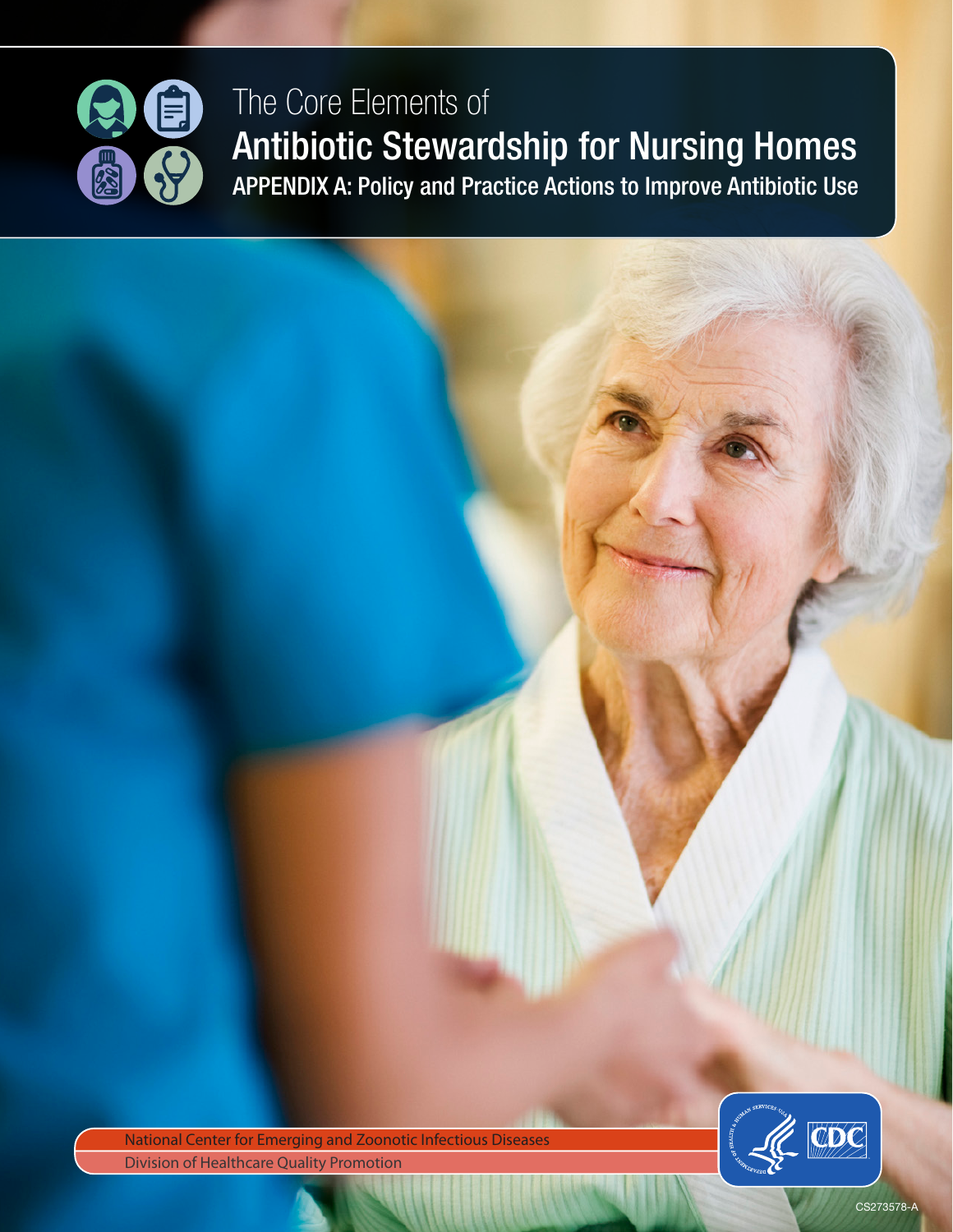The Core Elements of

# Antibiotic Stewardship for Nursing Homes

## APPENDIX A: Policy and Practice Actions to Improve Antibiotic Use

National Center for Emerging and Zoonotic Infectious Diseases

Division of Healthcare Quality Promotion

CS273578-A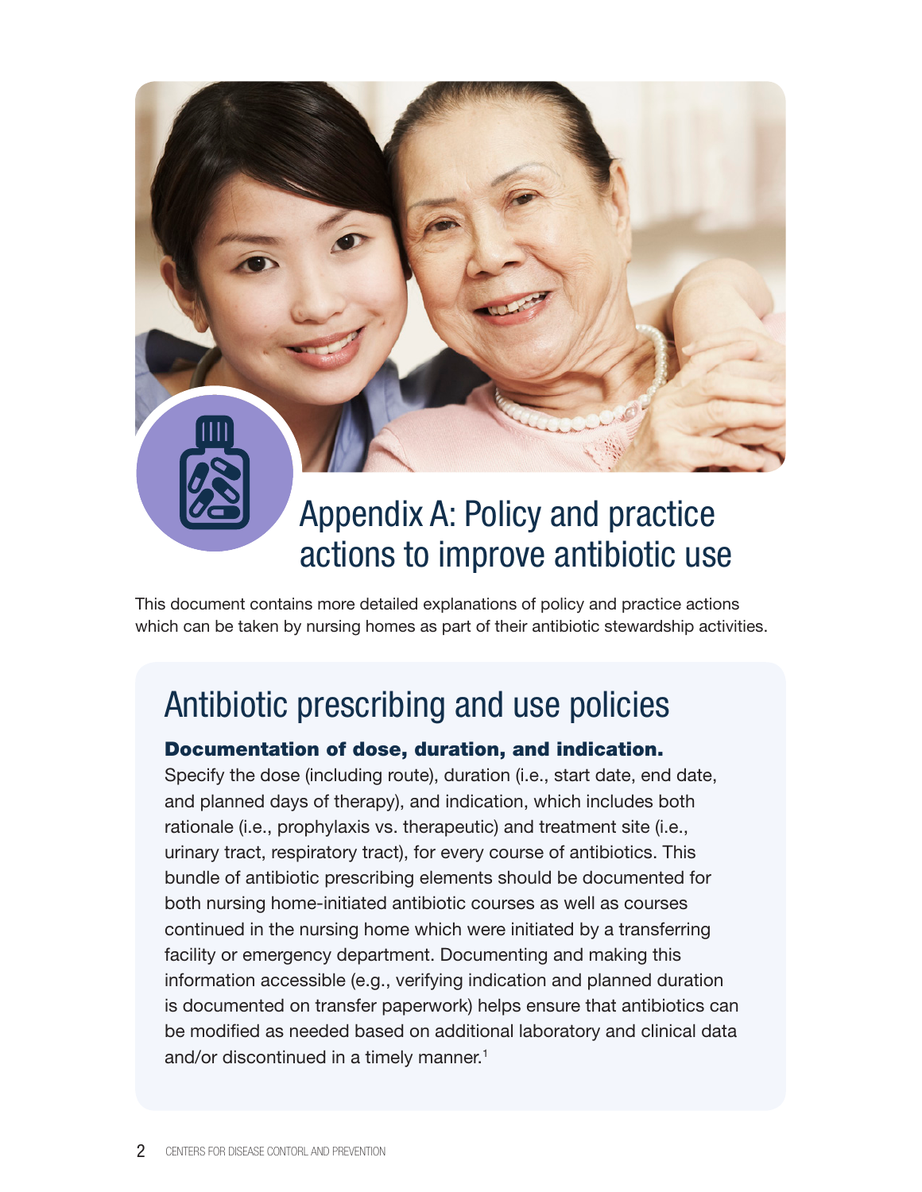# Appendix A: Policy and practice actions to improve antibiotic use

This document contains more detailed explanations of policy and practice actions which can be taken by nursing homes as part of their antibiotic stewardship activities.

## Antibiotic prescribing and use policies

**Documentation of dose, duration, and indication.**
Specify the dose (including route), duration (i.e., start date, end date, and planned days of therapy), and indication, which includes both rationale (i.e., prophylaxis vs. therapeutic) and treatment site (i.e., urinary tract, respiratory tract), for every course of antibiotics. This bundle of antibiotic prescribing elements should be documented for both nursing home-initiated antibiotic courses as well as courses continued in the nursing home which were initiated by a transferring facility or emergency department. Documenting and making this information accessible (e.g., verifying indication and planned duration is documented on transfer paperwork) helps ensure that antibiotics can be modified as needed based on additional laboratory and clinical data and/or discontinued in a timely manner.[1]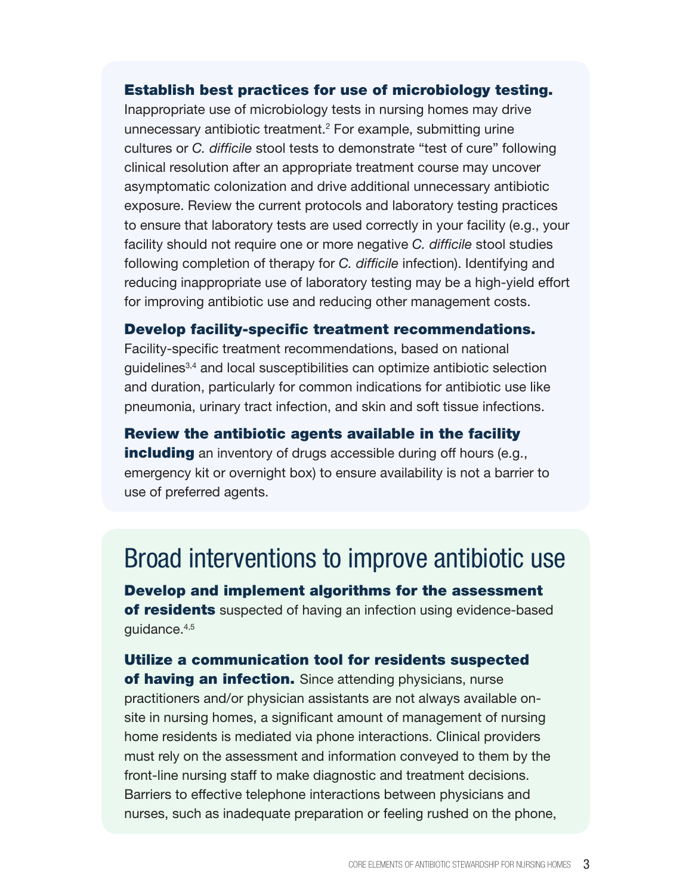**Establish best practices for use of microbiology testing.** Inappropriate use of microbiology tests in nursing homes may drive unnecessary antibiotic treatment.[2] For example, submitting urine cultures or *C. difficile* stool tests to demonstrate "test of cure" following clinical resolution after an appropriate treatment course may uncover asymptomatic colonization and drive additional unnecessary antibiotic exposure. Review the current protocols and laboratory testing practices to ensure that laboratory tests are used correctly in your facility (e.g., your facility should not require one or more negative *C. difficile* stool studies following completion of therapy for *C. difficile* infection). Identifying and reducing inappropriate use of laboratory testing may be a high-yield effort for improving antibiotic use and reducing other management costs.

**Develop facility-specific treatment recommendations.** Facility-specific treatment recommendations, based on national guidelines[3,4] and local susceptibilities can optimize antibiotic selection and duration, particularly for common indications for antibiotic use like pneumonia, urinary tract infection, and skin and soft tissue infections.

**Review the antibiotic agents available in the facility including** an inventory of drugs accessible during off hours (e.g., emergency kit or overnight box) to ensure availability is not a barrier to use of preferred agents.

## Broad interventions to improve antibiotic use

**Develop and implement algorithms for the assessment of residents** suspected of having an infection using evidence-based guidance.[4,5]

**Utilize a communication tool for residents suspected of having an infection.** Since attending physicians, nurse practitioners and/or physician assistants are not always available on-site in nursing homes, a significant amount of management of nursing home residents is mediated via phone interactions. Clinical providers must rely on the assessment and information conveyed to them by the front-line nursing staff to make diagnostic and treatment decisions. Barriers to effective telephone interactions between physicians and nurses, such as inadequate preparation or feeling rushed on the phone,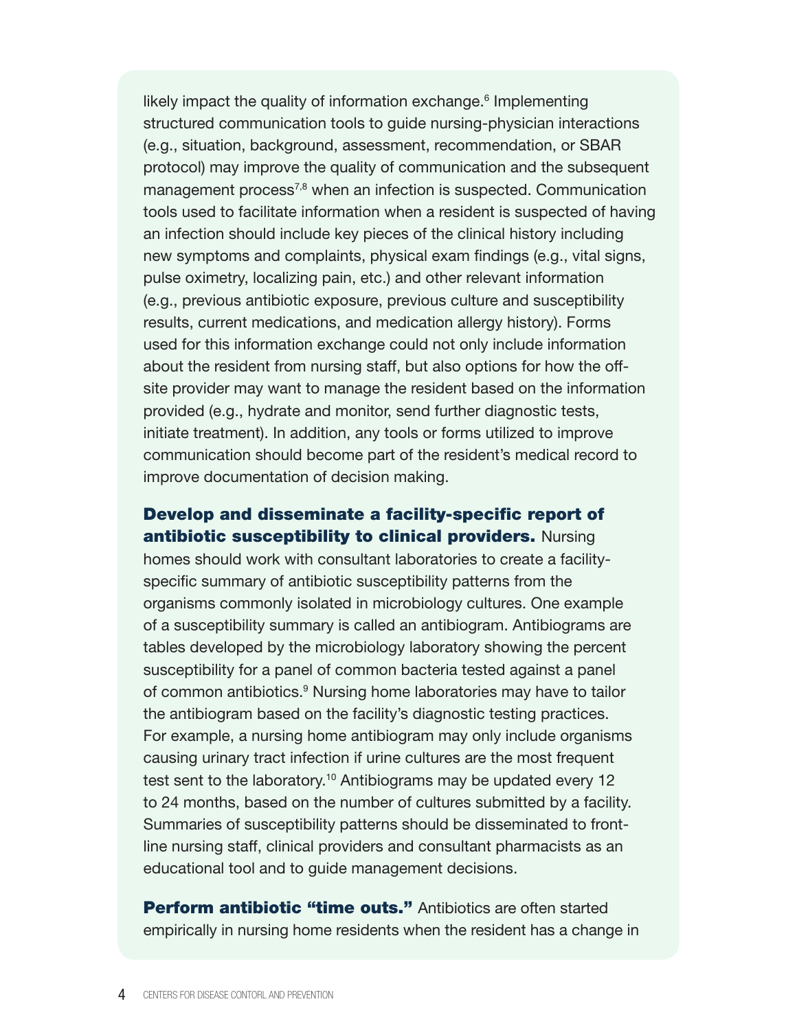likely impact the quality of information exchange.[6] Implementing structured communication tools to guide nursing-physician interactions (e.g., situation, background, assessment, recommendation, or SBAR protocol) may improve the quality of communication and the subsequent management process[7,8] when an infection is suspected. Communication tools used to facilitate information when a resident is suspected of having an infection should include key pieces of the clinical history including new symptoms and complaints, physical exam findings (e.g., vital signs, pulse oximetry, localizing pain, etc.) and other relevant information (e.g., previous antibiotic exposure, previous culture and susceptibility results, current medications, and medication allergy history). Forms used for this information exchange could not only include information about the resident from nursing staff, but also options for how the off-site provider may want to manage the resident based on the information provided (e.g., hydrate and monitor, send further diagnostic tests, initiate treatment). In addition, any tools or forms utilized to improve communication should become part of the resident's medical record to improve documentation of decision making.

**Develop and disseminate a facility-specific report of antibiotic susceptibility to clinical providers.** Nursing homes should work with consultant laboratories to create a facility-specific summary of antibiotic susceptibility patterns from the organisms commonly isolated in microbiology cultures. One example of a susceptibility summary is called an antibiogram. Antibiograms are tables developed by the microbiology laboratory showing the percent susceptibility for a panel of common bacteria tested against a panel of common antibiotics.[9] Nursing home laboratories may have to tailor the antibiogram based on the facility's diagnostic testing practices. For example, a nursing home antibiogram may only include organisms causing urinary tract infection if urine cultures are the most frequent test sent to the laboratory.[10] Antibiograms may be updated every 12 to 24 months, based on the number of cultures submitted by a facility. Summaries of susceptibility patterns should be disseminated to front-line nursing staff, clinical providers and consultant pharmacists as an educational tool and to guide management decisions.

**Perform antibiotic "time outs."** Antibiotics are often started empirically in nursing home residents when the resident has a change in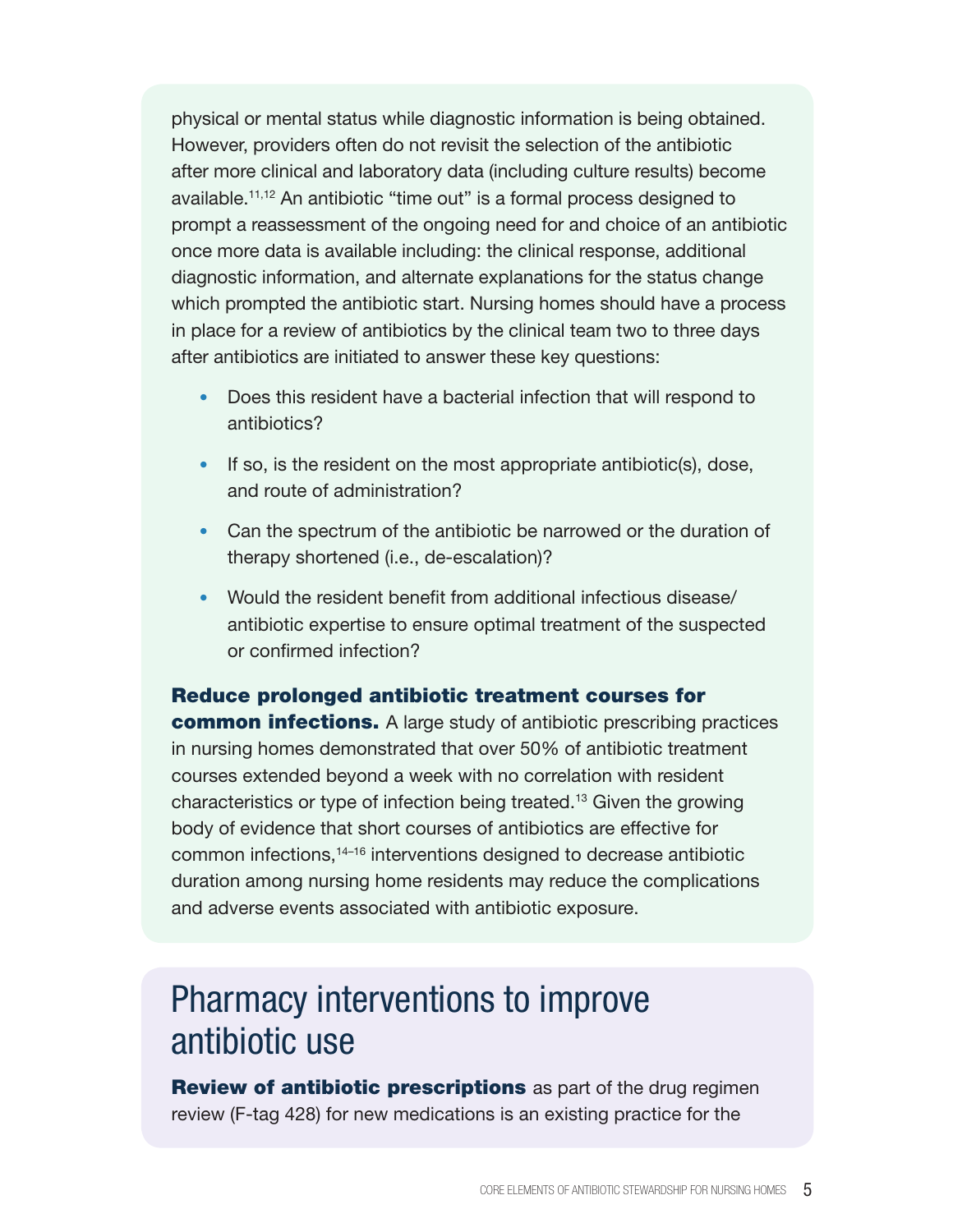physical or mental status while diagnostic information is being obtained. However, providers often do not revisit the selection of the antibiotic after more clinical and laboratory data (including culture results) become available.[11,12] An antibiotic "time out" is a formal process designed to prompt a reassessment of the ongoing need for and choice of an antibiotic once more data is available including: the clinical response, additional diagnostic information, and alternate explanations for the status change which prompted the antibiotic start. Nursing homes should have a process in place for a review of antibiotics by the clinical team two to three days after antibiotics are initiated to answer these key questions:

- Does this resident have a bacterial infection that will respond to antibiotics?
- If so, is the resident on the most appropriate antibiotic(s), dose, and route of administration?
- Can the spectrum of the antibiotic be narrowed or the duration of therapy shortened (i.e., de-escalation)?
- Would the resident benefit from additional infectious disease/antibiotic expertise to ensure optimal treatment of the suspected or confirmed infection?

**Reduce prolonged antibiotic treatment courses for common infections.** A large study of antibiotic prescribing practices in nursing homes demonstrated that over 50% of antibiotic treatment courses extended beyond a week with no correlation with resident characteristics or type of infection being treated.[13] Given the growing body of evidence that short courses of antibiotics are effective for common infections,[14–16] interventions designed to decrease antibiotic duration among nursing home residents may reduce the complications and adverse events associated with antibiotic exposure.

## Pharmacy interventions to improve antibiotic use

**Review of antibiotic prescriptions** as part of the drug regimen review (F-tag 428) for new medications is an existing practice for the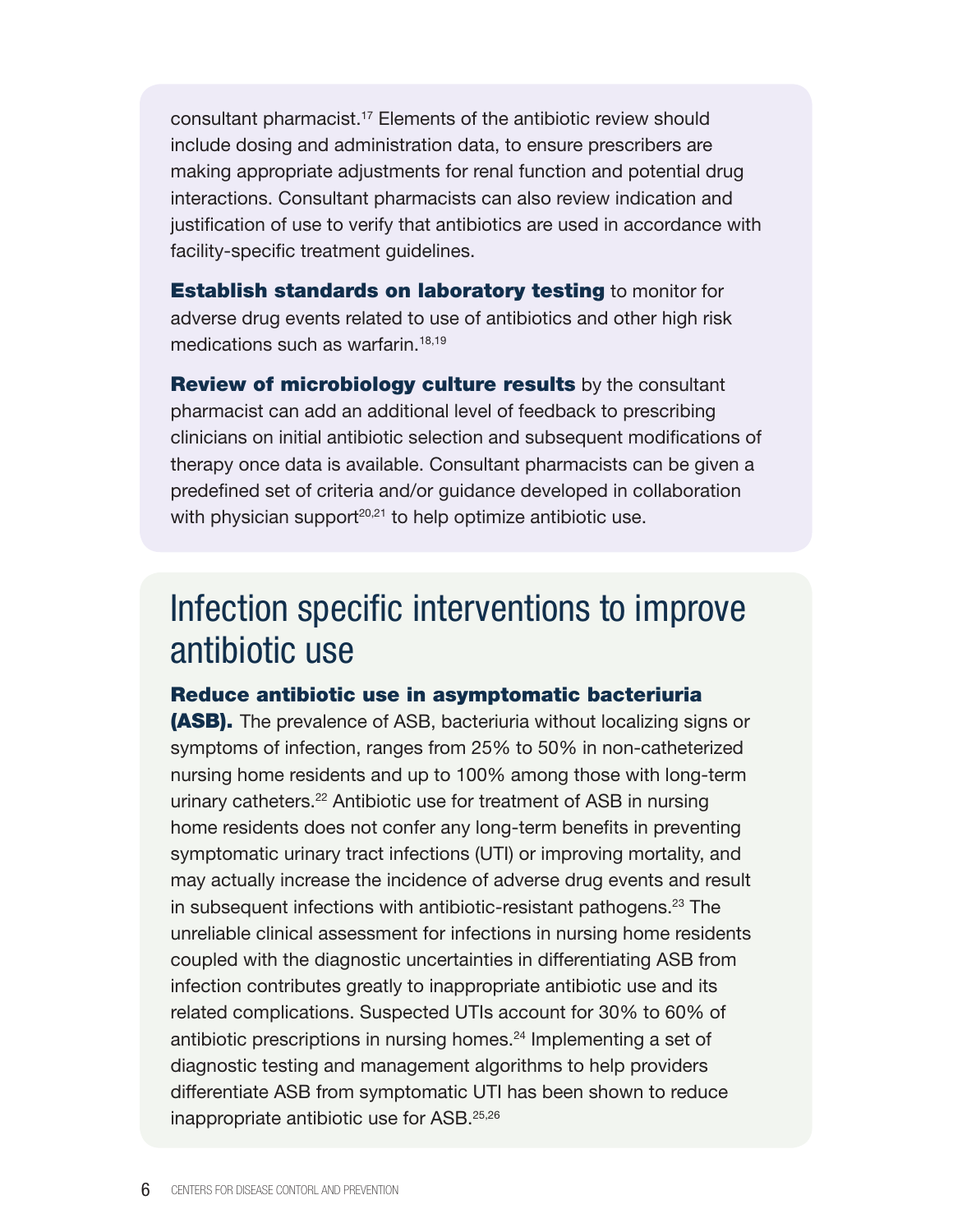consultant pharmacist.[17] Elements of the antibiotic review should include dosing and administration data, to ensure prescribers are making appropriate adjustments for renal function and potential drug interactions. Consultant pharmacists can also review indication and justification of use to verify that antibiotics are used in accordance with facility-specific treatment guidelines.

**Establish standards on laboratory testing** to monitor for adverse drug events related to use of antibiotics and other high risk medications such as warfarin.[18,19]

**Review of microbiology culture results** by the consultant pharmacist can add an additional level of feedback to prescribing clinicians on initial antibiotic selection and subsequent modifications of therapy once data is available. Consultant pharmacists can be given a predefined set of criteria and/or guidance developed in collaboration with physician support[20,21] to help optimize antibiotic use.

## Infection specific interventions to improve antibiotic use

**Reduce antibiotic use in asymptomatic bacteriuria (ASB).** The prevalence of ASB, bacteriuria without localizing signs or symptoms of infection, ranges from 25% to 50% in non-catheterized nursing home residents and up to 100% among those with long-term urinary catheters.[22] Antibiotic use for treatment of ASB in nursing home residents does not confer any long-term benefits in preventing symptomatic urinary tract infections (UTI) or improving mortality, and may actually increase the incidence of adverse drug events and result in subsequent infections with antibiotic-resistant pathogens.[23] The unreliable clinical assessment for infections in nursing home residents coupled with the diagnostic uncertainties in differentiating ASB from infection contributes greatly to inappropriate antibiotic use and its related complications. Suspected UTIs account for 30% to 60% of antibiotic prescriptions in nursing homes.[24] Implementing a set of diagnostic testing and management algorithms to help providers differentiate ASB from symptomatic UTI has been shown to reduce inappropriate antibiotic use for ASB.[25,26]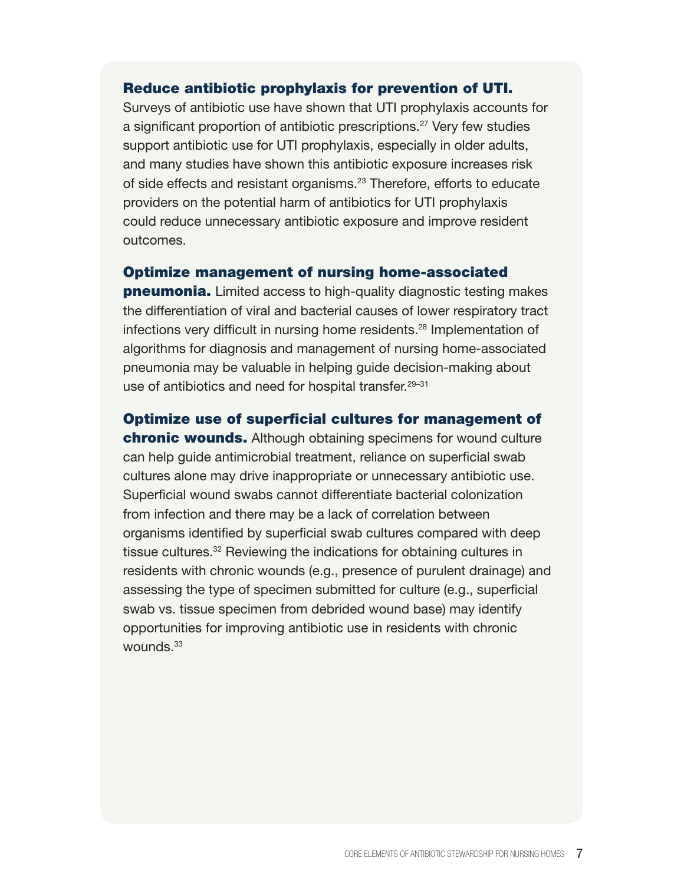**Reduce antibiotic prophylaxis for prevention of UTI.** Surveys of antibiotic use have shown that UTI prophylaxis accounts for a significant proportion of antibiotic prescriptions.[27] Very few studies support antibiotic use for UTI prophylaxis, especially in older adults, and many studies have shown this antibiotic exposure increases risk of side effects and resistant organisms.[23] Therefore, efforts to educate providers on the potential harm of antibiotics for UTI prophylaxis could reduce unnecessary antibiotic exposure and improve resident outcomes.

**Optimize management of nursing home-associated pneumonia.** Limited access to high-quality diagnostic testing makes the differentiation of viral and bacterial causes of lower respiratory tract infections very difficult in nursing home residents.[28] Implementation of algorithms for diagnosis and management of nursing home-associated pneumonia may be valuable in helping guide decision-making about use of antibiotics and need for hospital transfer.[29–31]

**Optimize use of superficial cultures for management of chronic wounds.** Although obtaining specimens for wound culture can help guide antimicrobial treatment, reliance on superficial swab cultures alone may drive inappropriate or unnecessary antibiotic use. Superficial wound swabs cannot differentiate bacterial colonization from infection and there may be a lack of correlation between organisms identified by superficial swab cultures compared with deep tissue cultures.[32] Reviewing the indications for obtaining cultures in residents with chronic wounds (e.g., presence of purulent drainage) and assessing the type of specimen submitted for culture (e.g., superficial swab vs. tissue specimen from debrided wound base) may identify opportunities for improving antibiotic use in residents with chronic wounds.[33]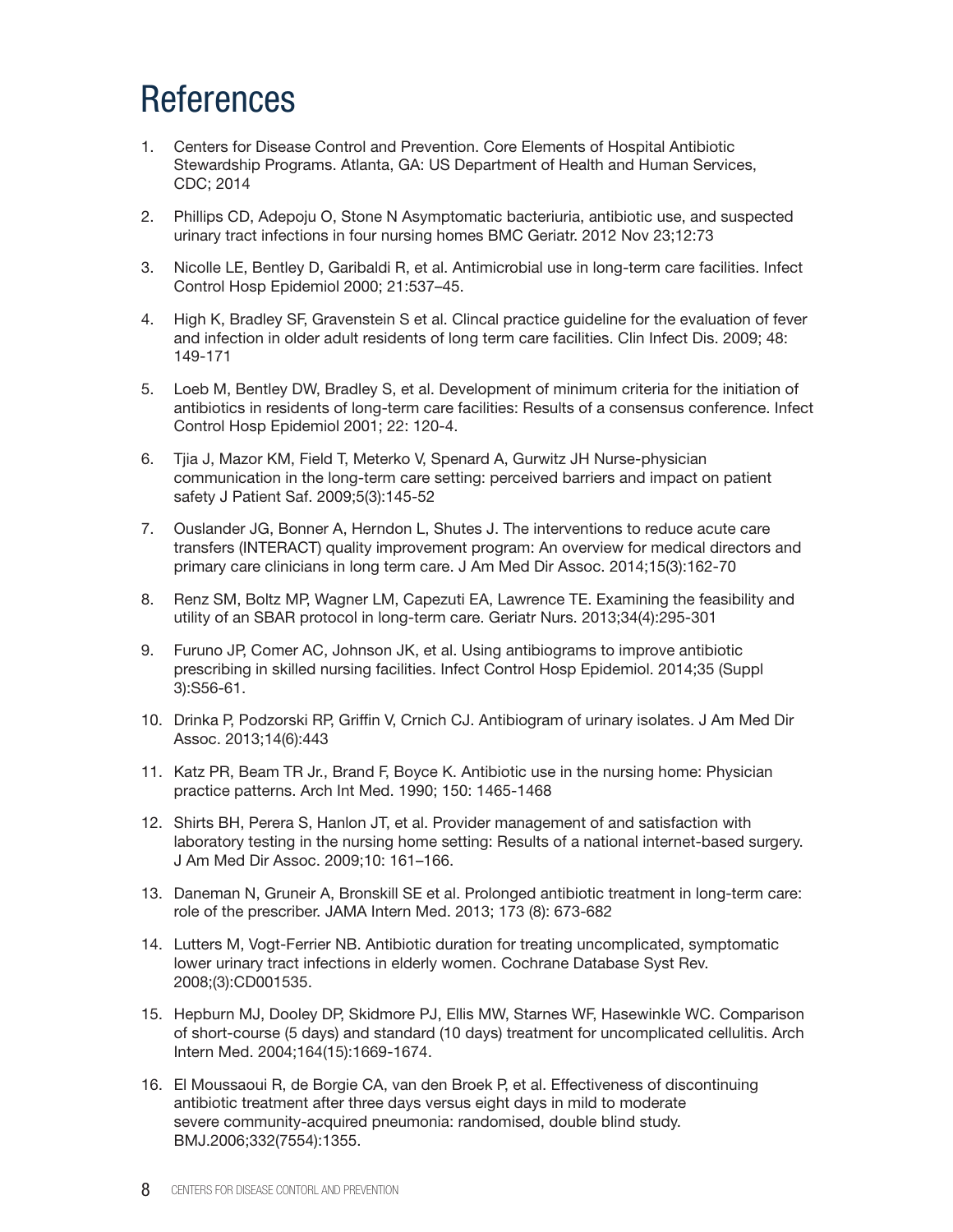# References

1. Centers for Disease Control and Prevention. Core Elements of Hospital Antibiotic Stewardship Programs. Atlanta, GA: US Department of Health and Human Services, CDC; 2014

2. Phillips CD, Adepoju O, Stone N Asymptomatic bacteriuria, antibiotic use, and suspected urinary tract infections in four nursing homes BMC Geriatr. 2012 Nov 23;12:73

3. Nicolle LE, Bentley D, Garibaldi R, et al. Antimicrobial use in long-term care facilities. Infect Control Hosp Epidemiol 2000; 21:537–45.

4. High K, Bradley SF, Gravenstein S et al. Clincal practice guideline for the evaluation of fever and infection in older adult residents of long term care facilities. Clin Infect Dis. 2009; 48: 149-171

5. Loeb M, Bentley DW, Bradley S, et al. Development of minimum criteria for the initiation of antibiotics in residents of long-term care facilities: Results of a consensus conference. Infect Control Hosp Epidemiol 2001; 22: 120-4.

6. Tjia J, Mazor KM, Field T, Meterko V, Spenard A, Gurwitz JH Nurse-physician communication in the long-term care setting: perceived barriers and impact on patient safety J Patient Saf. 2009;5(3):145-52

7. Ouslander JG, Bonner A, Herndon L, Shutes J. The interventions to reduce acute care transfers (INTERACT) quality improvement program: An overview for medical directors and primary care clinicians in long term care. J Am Med Dir Assoc. 2014;15(3):162-70

8. Renz SM, Boltz MP, Wagner LM, Capezuti EA, Lawrence TE. Examining the feasibility and utility of an SBAR protocol in long-term care. Geriatr Nurs. 2013;34(4):295-301

9. Furuno JP, Comer AC, Johnson JK, et al. Using antibiograms to improve antibiotic prescribing in skilled nursing facilities. Infect Control Hosp Epidemiol. 2014;35 (Suppl 3):S56-61.

10. Drinka P, Podzorski RP, Griffin V, Crnich CJ. Antibiogram of urinary isolates. J Am Med Dir Assoc. 2013;14(6):443

11. Katz PR, Beam TR Jr., Brand F, Boyce K. Antibiotic use in the nursing home: Physician practice patterns. Arch Int Med. 1990; 150: 1465-1468

12. Shirts BH, Perera S, Hanlon JT, et al. Provider management of and satisfaction with laboratory testing in the nursing home setting: Results of a national internet-based surgery. J Am Med Dir Assoc. 2009;10: 161–166.

13. Daneman N, Gruneir A, Bronskill SE et al. Prolonged antibiotic treatment in long-term care: role of the prescriber. JAMA Intern Med. 2013; 173 (8): 673-682

14. Lutters M, Vogt-Ferrier NB. Antibiotic duration for treating uncomplicated, symptomatic lower urinary tract infections in elderly women. Cochrane Database Syst Rev. 2008;(3):CD001535.

15. Hepburn MJ, Dooley DP, Skidmore PJ, Ellis MW, Starnes WF, Hasewinkle WC. Comparison of short-course (5 days) and standard (10 days) treatment for uncomplicated cellulitis. Arch Intern Med. 2004;164(15):1669-1674.

16. El Moussaoui R, de Borgie CA, van den Broek P, et al. Effectiveness of discontinuing antibiotic treatment after three days versus eight days in mild to moderate severe community-acquired pneumonia: randomised, double blind study. BMJ.2006;332(7554):1355.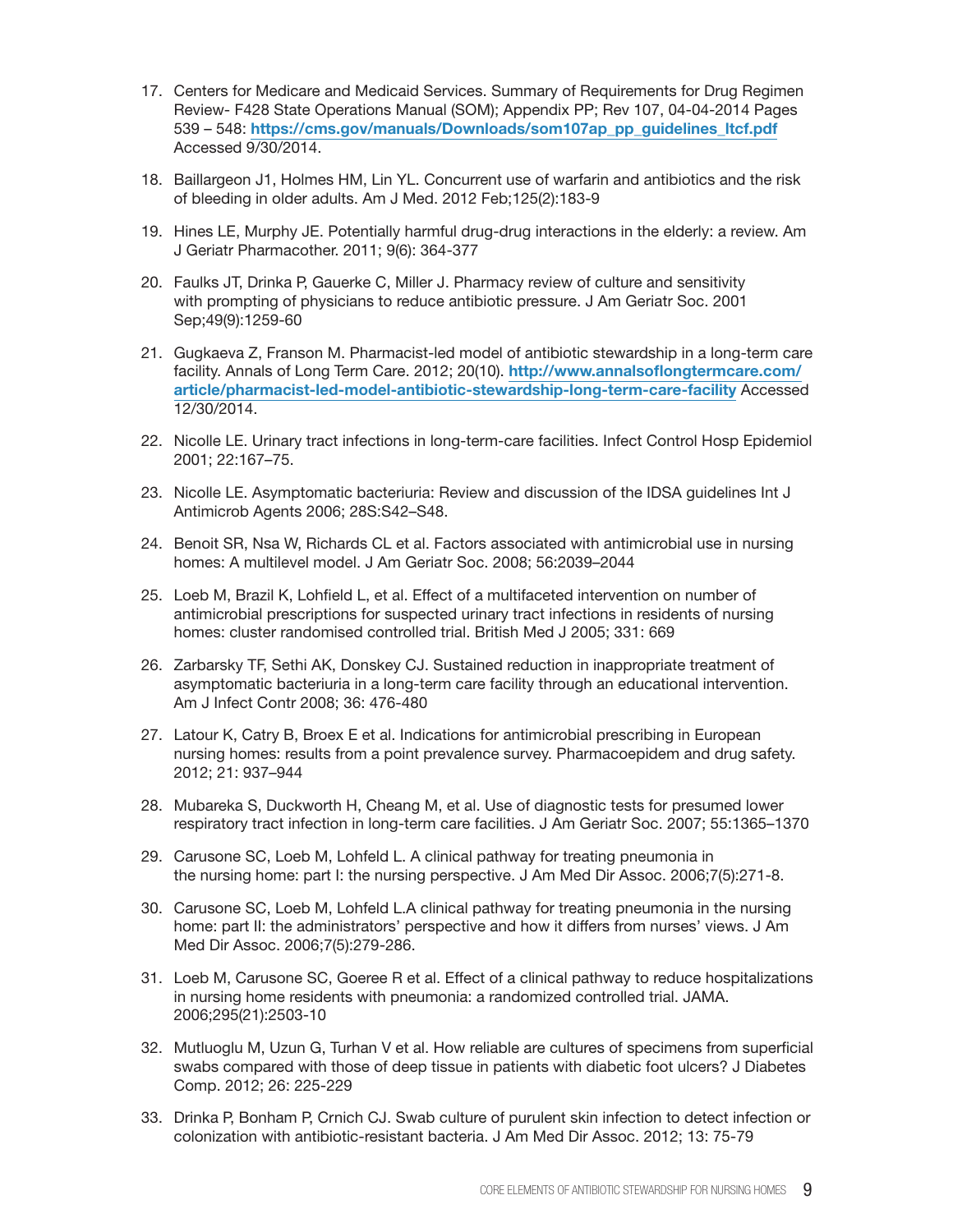17. Centers for Medicare and Medicaid Services. Summary of Requirements for Drug Regimen Review- F428 State Operations Manual (SOM); Appendix PP; Rev 107, 04-04-2014 Pages 539 – 548: **https://cms.gov/manuals/Downloads/som107ap_pp_guidelines_ltcf.pdf** Accessed 9/30/2014.

18. Baillargeon J1, Holmes HM, Lin YL. Concurrent use of warfarin and antibiotics and the risk of bleeding in older adults. Am J Med. 2012 Feb;125(2):183-9

19. Hines LE, Murphy JE. Potentially harmful drug-drug interactions in the elderly: a review. Am J Geriatr Pharmacother. 2011; 9(6): 364-377

20. Faulks JT, Drinka P, Gauerke C, Miller J. Pharmacy review of culture and sensitivity with prompting of physicians to reduce antibiotic pressure. J Am Geriatr Soc. 2001 Sep;49(9):1259-60

21. Gugkaeva Z, Franson M. Pharmacist-led model of antibiotic stewardship in a long-term care facility. Annals of Long Term Care. 2012; 20(10). **http://www.annalsoflongtermcare.com/article/pharmacist-led-model-antibiotic-stewardship-long-term-care-facility** Accessed 12/30/2014.

22. Nicolle LE. Urinary tract infections in long-term-care facilities. Infect Control Hosp Epidemiol 2001; 22:167–75.

23. Nicolle LE. Asymptomatic bacteriuria: Review and discussion of the IDSA guidelines Int J Antimicrob Agents 2006; 28S:S42–S48.

24. Benoit SR, Nsa W, Richards CL et al. Factors associated with antimicrobial use in nursing homes: A multilevel model. J Am Geriatr Soc. 2008; 56:2039–2044

25. Loeb M, Brazil K, Lohfield L, et al. Effect of a multifaceted intervention on number of antimicrobial prescriptions for suspected urinary tract infections in residents of nursing homes: cluster randomised controlled trial. British Med J 2005; 331: 669

26. Zarbarsky TF, Sethi AK, Donskey CJ. Sustained reduction in inappropriate treatment of asymptomatic bacteriuria in a long-term care facility through an educational intervention. Am J Infect Contr 2008; 36: 476-480

27. Latour K, Catry B, Broex E et al. Indications for antimicrobial prescribing in European nursing homes: results from a point prevalence survey. Pharmacoepidem and drug safety. 2012; 21: 937–944

28. Mubareka S, Duckworth H, Cheang M, et al. Use of diagnostic tests for presumed lower respiratory tract infection in long-term care facilities. J Am Geriatr Soc. 2007; 55:1365–1370

29. Carusone SC, Loeb M, Lohfeld L. A clinical pathway for treating pneumonia in the nursing home: part I: the nursing perspective. J Am Med Dir Assoc. 2006;7(5):271-8.

30. Carusone SC, Loeb M, Lohfeld L.A clinical pathway for treating pneumonia in the nursing home: part II: the administrators' perspective and how it differs from nurses' views. J Am Med Dir Assoc. 2006;7(5):279-286.

31. Loeb M, Carusone SC, Goeree R et al. Effect of a clinical pathway to reduce hospitalizations in nursing home residents with pneumonia: a randomized controlled trial. JAMA. 2006;295(21):2503-10

32. Mutluoglu M, Uzun G, Turhan V et al. How reliable are cultures of specimens from superficial swabs compared with those of deep tissue in patients with diabetic foot ulcers? J Diabetes Comp. 2012; 26: 225-229

33. Drinka P, Bonham P, Crnich CJ. Swab culture of purulent skin infection to detect infection or colonization with antibiotic-resistant bacteria. J Am Med Dir Assoc. 2012; 13: 75-79